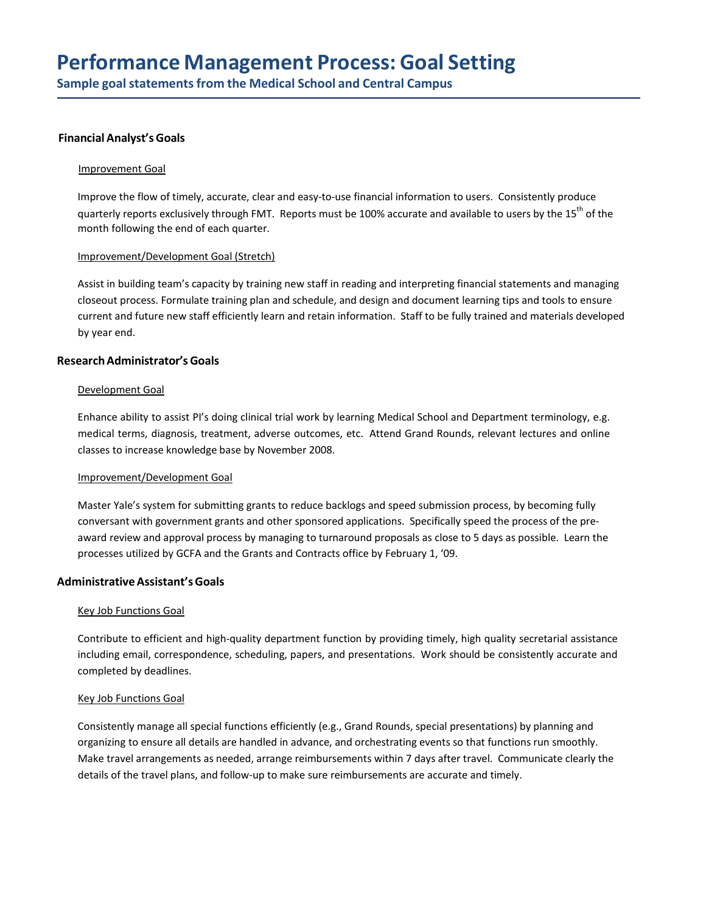# Performance Management Process: Goal Setting

## Sample goal statements from the Medical School and Central Campus

### Financial Analyst's Goals

Improvement Goal

Improve the flow of timely, accurate, clear and easy-to-use financial information to users. Consistently produce quarterly reports exclusively through FMT. Reports must be 100% accurate and available to users by the 15th of the month following the end of each quarter.

Improvement/Development Goal (Stretch)

Assist in building team's capacity by training new staff in reading and interpreting financial statements and managing closeout process. Formulate training plan and schedule, and design and document learning tips and tools to ensure current and future new staff efficiently learn and retain information. Staff to be fully trained and materials developed by year end.

### Research Administrator's Goals

Development Goal

Enhance ability to assist PI's doing clinical trial work by learning Medical School and Department terminology, e.g. medical terms, diagnosis, treatment, adverse outcomes, etc. Attend Grand Rounds, relevant lectures and online classes to increase knowledge base by November 2008.

Improvement/Development Goal

Master Yale's system for submitting grants to reduce backlogs and speed submission process, by becoming fully conversant with government grants and other sponsored applications. Specifically speed the process of the pre-award review and approval process by managing to turnaround proposals as close to 5 days as possible. Learn the processes utilized by GCFA and the Grants and Contracts office by February 1, '09.

### Administrative Assistant's Goals

Key Job Functions Goal

Contribute to efficient and high-quality department function by providing timely, high quality secretarial assistance including email, correspondence, scheduling, papers, and presentations. Work should be consistently accurate and completed by deadlines.

Key Job Functions Goal

Consistently manage all special functions efficiently (e.g., Grand Rounds, special presentations) by planning and organizing to ensure all details are handled in advance, and orchestrating events so that functions run smoothly. Make travel arrangements as needed, arrange reimbursements within 7 days after travel. Communicate clearly the details of the travel plans, and follow-up to make sure reimbursements are accurate and timely.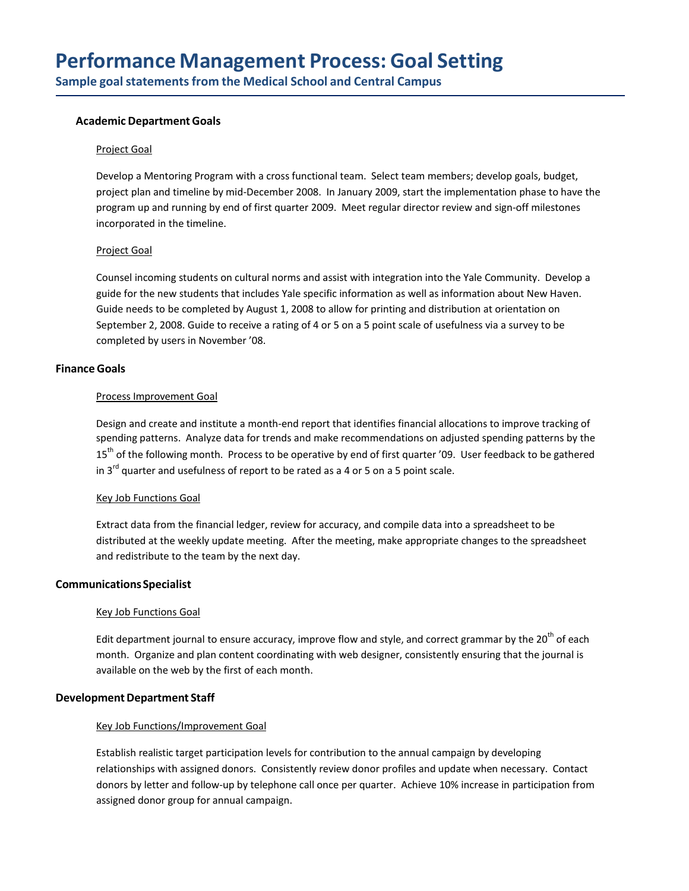# Performance Management Process: Goal Setting

## Sample goal statements from the Medical School and Central Campus

### Academic Department Goals

Project Goal

Develop a Mentoring Program with a cross functional team. Select team members; develop goals, budget, project plan and timeline by mid-December 2008. In January 2009, start the implementation phase to have the program up and running by end of first quarter 2009. Meet regular director review and sign-off milestones incorporated in the timeline.

Project Goal

Counsel incoming students on cultural norms and assist with integration into the Yale Community. Develop a guide for the new students that includes Yale specific information as well as information about New Haven. Guide needs to be completed by August 1, 2008 to allow for printing and distribution at orientation on September 2, 2008. Guide to receive a rating of 4 or 5 on a 5 point scale of usefulness via a survey to be completed by users in November '08.

### Finance Goals

Process Improvement Goal

Design and create and institute a month-end report that identifies financial allocations to improve tracking of spending patterns. Analyze data for trends and make recommendations on adjusted spending patterns by the 15th of the following month. Process to be operative by end of first quarter '09. User feedback to be gathered in 3rd quarter and usefulness of report to be rated as a 4 or 5 on a 5 point scale.

Key Job Functions Goal

Extract data from the financial ledger, review for accuracy, and compile data into a spreadsheet to be distributed at the weekly update meeting. After the meeting, make appropriate changes to the spreadsheet and redistribute to the team by the next day.

### Communications Specialist

Key Job Functions Goal

Edit department journal to ensure accuracy, improve flow and style, and correct grammar by the 20th of each month. Organize and plan content coordinating with web designer, consistently ensuring that the journal is available on the web by the first of each month.

### Development Department Staff

Key Job Functions/Improvement Goal

Establish realistic target participation levels for contribution to the annual campaign by developing relationships with assigned donors. Consistently review donor profiles and update when necessary. Contact donors by letter and follow-up by telephone call once per quarter. Achieve 10% increase in participation from assigned donor group for annual campaign.